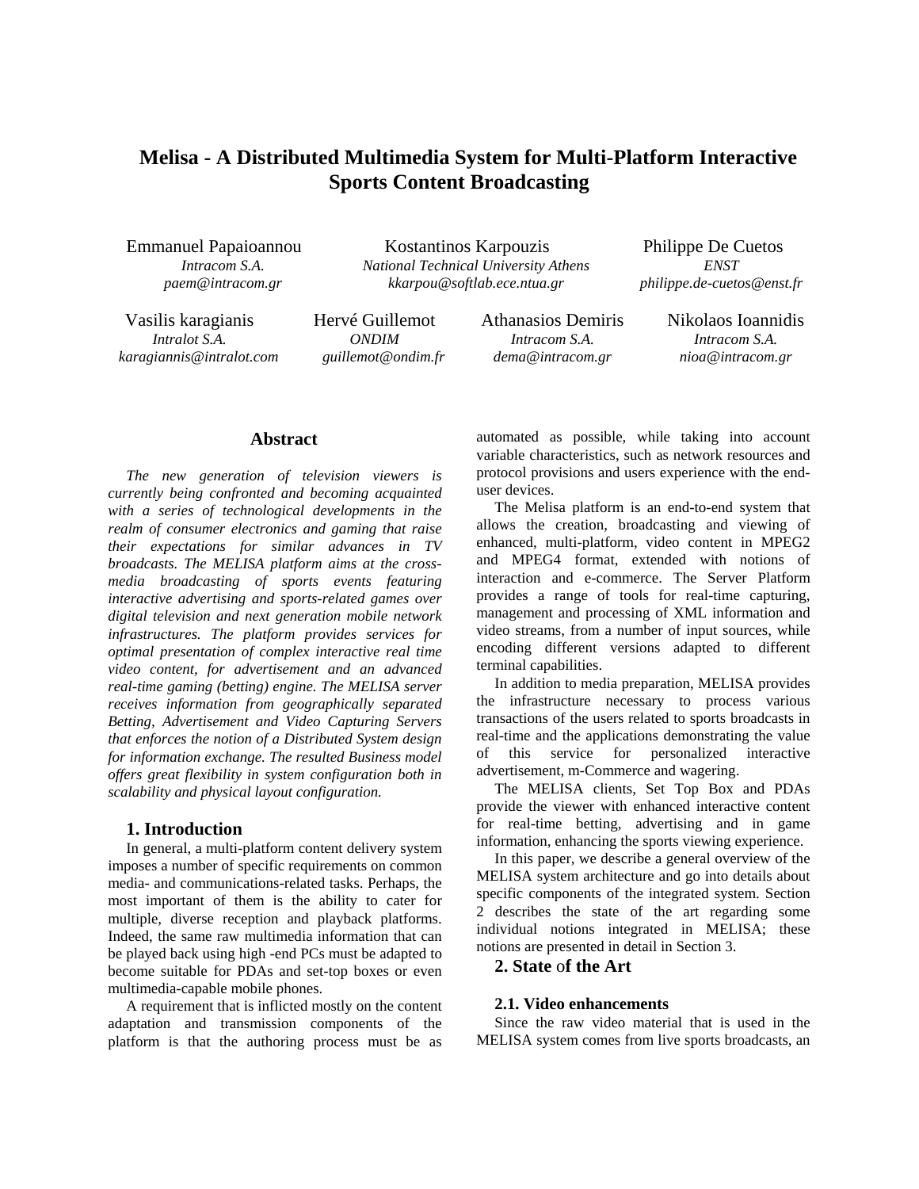# Melisa - A Distributed Multimedia System for Multi-Platform Interactive Sports Content Broadcasting

Emmanuel Papaioannou
*Intracom S.A.*
*paem@intracom.gr*

Kostantinos Karpouzis
*National Technical University Athens*
*kkarpou@softlab.ece.ntua.gr*

Philippe De Cuetos
*ENST*
*philippe.de-cuetos@enst.fr*

Vasilis karagianis
*Intralot S.A.*
*karagiannis@intralot.com*

Hervé Guillemot
*ONDIM*
*guillemot@ondim.fr*

Athanasios Demiris
*Intracom S.A.*
*dema@intracom.gr*

Nikolaos Ioannidis
*Intracom S.A.*
*nioa@intracom.gr*

## Abstract

*The new generation of television viewers is currently being confronted and becoming acquainted with a series of technological developments in the realm of consumer electronics and gaming that raise their expectations for similar advances in TV broadcasts. The MELISA platform aims at the cross-media broadcasting of sports events featuring interactive advertising and sports-related games over digital television and next generation mobile network infrastructures. The platform provides services for optimal presentation of complex interactive real time video content, for advertisement and an advanced real-time gaming (betting) engine. The MELISA server receives information from geographically separated Betting, Advertisement and Video Capturing Servers that enforces the notion of a Distributed System design for information exchange. The resulted Business model offers great flexibility in system configuration both in scalability and physical layout configuration.*

## 1. Introduction

In general, a multi-platform content delivery system imposes a number of specific requirements on common media- and communications-related tasks. Perhaps, the most important of them is the ability to cater for multiple, diverse reception and playback platforms. Indeed, the same raw multimedia information that can be played back using high -end PCs must be adapted to become suitable for PDAs and set-top boxes or even multimedia-capable mobile phones.

A requirement that is inflicted mostly on the content adaptation and transmission components of the platform is that the authoring process must be as automated as possible, while taking into account variable characteristics, such as network resources and protocol provisions and users experience with the end-user devices.

The Melisa platform is an end-to-end system that allows the creation, broadcasting and viewing of enhanced, multi-platform, video content in MPEG2 and MPEG4 format, extended with notions of interaction and e-commerce. The Server Platform provides a range of tools for real-time capturing, management and processing of XML information and video streams, from a number of input sources, while encoding different versions adapted to different terminal capabilities.

In addition to media preparation, MELISA provides the infrastructure necessary to process various transactions of the users related to sports broadcasts in real-time and the applications demonstrating the value of this service for personalized interactive advertisement, m-Commerce and wagering.

The MELISA clients, Set Top Box and PDAs provide the viewer with enhanced interactive content for real-time betting, advertising and in game information, enhancing the sports viewing experience.

In this paper, we describe a general overview of the MELISA system architecture and go into details about specific components of the integrated system. Section 2 describes the state of the art regarding some individual notions integrated in MELISA; these notions are presented in detail in Section 3.

## 2. State of the Art

### 2.1. Video enhancements

Since the raw video material that is used in the MELISA system comes from live sports broadcasts, an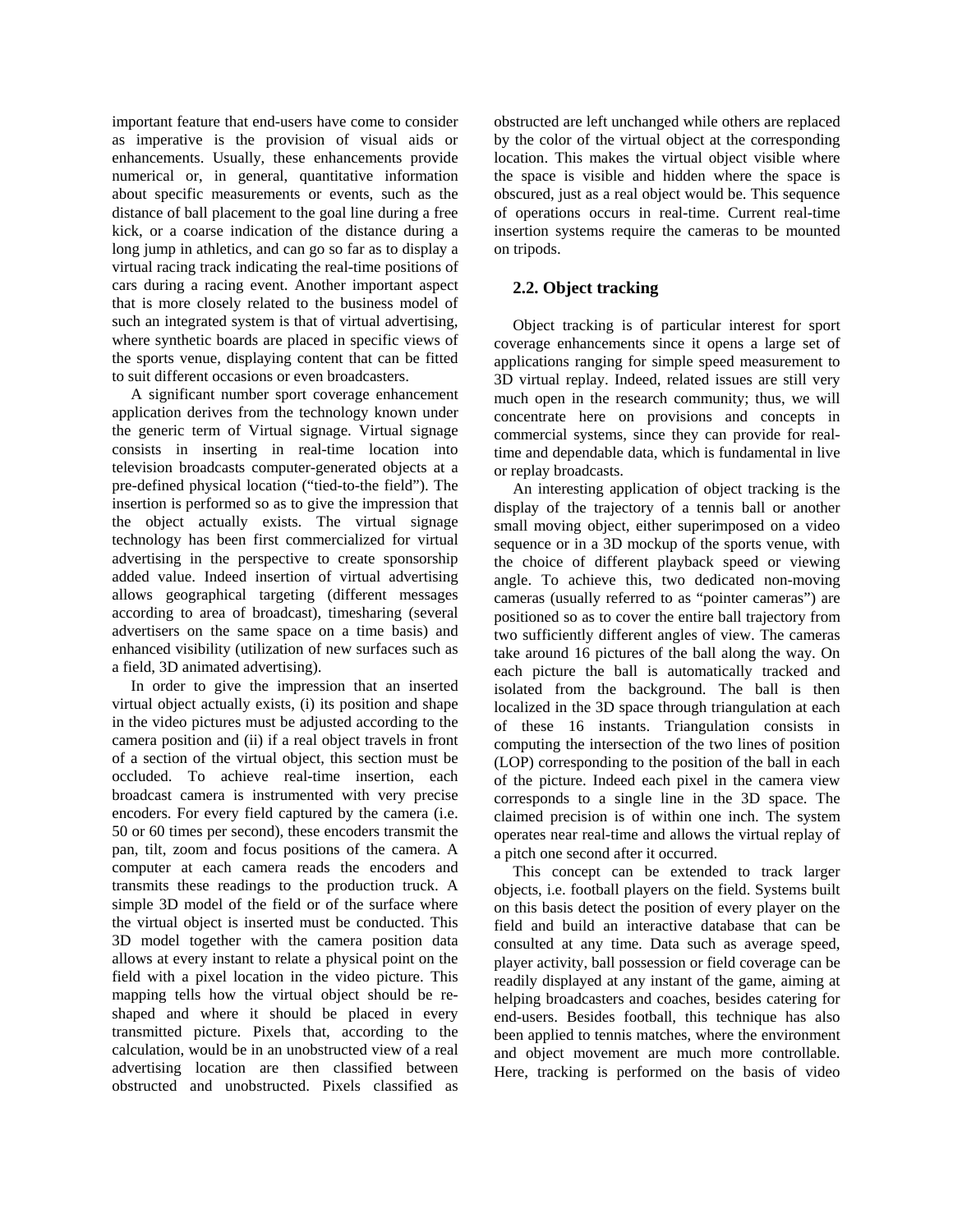important feature that end-users have come to consider as imperative is the provision of visual aids or enhancements. Usually, these enhancements provide numerical or, in general, quantitative information about specific measurements or events, such as the distance of ball placement to the goal line during a free kick, or a coarse indication of the distance during a long jump in athletics, and can go so far as to display a virtual racing track indicating the real-time positions of cars during a racing event. Another important aspect that is more closely related to the business model of such an integrated system is that of virtual advertising, where synthetic boards are placed in specific views of the sports venue, displaying content that can be fitted to suit different occasions or even broadcasters.

A significant number sport coverage enhancement application derives from the technology known under the generic term of Virtual signage. Virtual signage consists in inserting in real-time location into television broadcasts computer-generated objects at a pre-defined physical location ("tied-to-the field"). The insertion is performed so as to give the impression that the object actually exists. The virtual signage technology has been first commercialized for virtual advertising in the perspective to create sponsorship added value. Indeed insertion of virtual advertising allows geographical targeting (different messages according to area of broadcast), timesharing (several advertisers on the same space on a time basis) and enhanced visibility (utilization of new surfaces such as a field, 3D animated advertising).

In order to give the impression that an inserted virtual object actually exists, (i) its position and shape in the video pictures must be adjusted according to the camera position and (ii) if a real object travels in front of a section of the virtual object, this section must be occluded. To achieve real-time insertion, each broadcast camera is instrumented with very precise encoders. For every field captured by the camera (i.e. 50 or 60 times per second), these encoders transmit the pan, tilt, zoom and focus positions of the camera. A computer at each camera reads the encoders and transmits these readings to the production truck. A simple 3D model of the field or of the surface where the virtual object is inserted must be conducted. This 3D model together with the camera position data allows at every instant to relate a physical point on the field with a pixel location in the video picture. This mapping tells how the virtual object should be re-shaped and where it should be placed in every transmitted picture. Pixels that, according to the calculation, would be in an unobstructed view of a real advertising location are then classified between obstructed and unobstructed. Pixels classified as obstructed are left unchanged while others are replaced by the color of the virtual object at the corresponding location. This makes the virtual object visible where the space is visible and hidden where the space is obscured, just as a real object would be. This sequence of operations occurs in real-time. Current real-time insertion systems require the cameras to be mounted on tripods.

## 2.2. Object tracking

Object tracking is of particular interest for sport coverage enhancements since it opens a large set of applications ranging for simple speed measurement to 3D virtual replay. Indeed, related issues are still very much open in the research community; thus, we will concentrate here on provisions and concepts in commercial systems, since they can provide for real-time and dependable data, which is fundamental in live or replay broadcasts.

An interesting application of object tracking is the display of the trajectory of a tennis ball or another small moving object, either superimposed on a video sequence or in a 3D mockup of the sports venue, with the choice of different playback speed or viewing angle. To achieve this, two dedicated non-moving cameras (usually referred to as "pointer cameras") are positioned so as to cover the entire ball trajectory from two sufficiently different angles of view. The cameras take around 16 pictures of the ball along the way. On each picture the ball is automatically tracked and isolated from the background. The ball is then localized in the 3D space through triangulation at each of these 16 instants. Triangulation consists in computing the intersection of the two lines of position (LOP) corresponding to the position of the ball in each of the picture. Indeed each pixel in the camera view corresponds to a single line in the 3D space. The claimed precision is of within one inch. The system operates near real-time and allows the virtual replay of a pitch one second after it occurred.

This concept can be extended to track larger objects, i.e. football players on the field. Systems built on this basis detect the position of every player on the field and build an interactive database that can be consulted at any time. Data such as average speed, player activity, ball possession or field coverage can be readily displayed at any instant of the game, aiming at helping broadcasters and coaches, besides catering for end-users. Besides football, this technique has also been applied to tennis matches, where the environment and object movement are much more controllable. Here, tracking is performed on the basis of video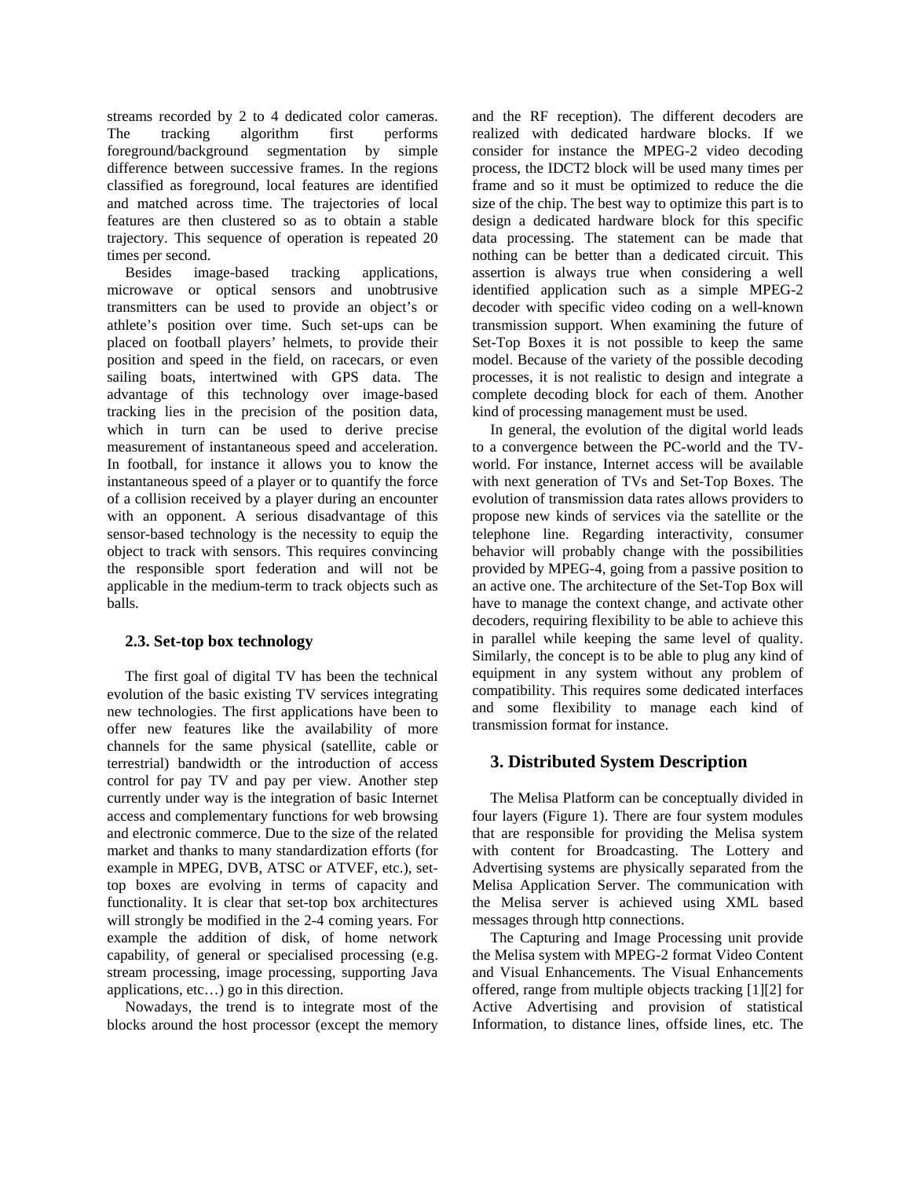streams recorded by 2 to 4 dedicated color cameras. The tracking algorithm first performs foreground/background segmentation by simple difference between successive frames. In the regions classified as foreground, local features are identified and matched across time. The trajectories of local features are then clustered so as to obtain a stable trajectory. This sequence of operation is repeated 20 times per second.

Besides image-based tracking applications, microwave or optical sensors and unobtrusive transmitters can be used to provide an object's or athlete's position over time. Such set-ups can be placed on football players' helmets, to provide their position and speed in the field, on racecars, or even sailing boats, intertwined with GPS data. The advantage of this technology over image-based tracking lies in the precision of the position data, which in turn can be used to derive precise measurement of instantaneous speed and acceleration. In football, for instance it allows you to know the instantaneous speed of a player or to quantify the force of a collision received by a player during an encounter with an opponent. A serious disadvantage of this sensor-based technology is the necessity to equip the object to track with sensors. This requires convincing the responsible sport federation and will not be applicable in the medium-term to track objects such as balls.

### 2.3. Set-top box technology

The first goal of digital TV has been the technical evolution of the basic existing TV services integrating new technologies. The first applications have been to offer new features like the availability of more channels for the same physical (satellite, cable or terrestrial) bandwidth or the introduction of access control for pay TV and pay per view. Another step currently under way is the integration of basic Internet access and complementary functions for web browsing and electronic commerce. Due to the size of the related market and thanks to many standardization efforts (for example in MPEG, DVB, ATSC or ATVEF, etc.), set-top boxes are evolving in terms of capacity and functionality. It is clear that set-top box architectures will strongly be modified in the 2-4 coming years. For example the addition of disk, of home network capability, of general or specialised processing (e.g. stream processing, image processing, supporting Java applications, etc…) go in this direction.

Nowadays, the trend is to integrate most of the blocks around the host processor (except the memory and the RF reception). The different decoders are realized with dedicated hardware blocks. If we consider for instance the MPEG-2 video decoding process, the IDCT2 block will be used many times per frame and so it must be optimized to reduce the die size of the chip. The best way to optimize this part is to design a dedicated hardware block for this specific data processing. The statement can be made that nothing can be better than a dedicated circuit. This assertion is always true when considering a well identified application such as a simple MPEG-2 decoder with specific video coding on a well-known transmission support. When examining the future of Set-Top Boxes it is not possible to keep the same model. Because of the variety of the possible decoding processes, it is not realistic to design and integrate a complete decoding block for each of them. Another kind of processing management must be used.

In general, the evolution of the digital world leads to a convergence between the PC-world and the TV-world. For instance, Internet access will be available with next generation of TVs and Set-Top Boxes. The evolution of transmission data rates allows providers to propose new kinds of services via the satellite or the telephone line. Regarding interactivity, consumer behavior will probably change with the possibilities provided by MPEG-4, going from a passive position to an active one. The architecture of the Set-Top Box will have to manage the context change, and activate other decoders, requiring flexibility to be able to achieve this in parallel while keeping the same level of quality. Similarly, the concept is to be able to plug any kind of equipment in any system without any problem of compatibility. This requires some dedicated interfaces and some flexibility to manage each kind of transmission format for instance.

## 3. Distributed System Description

The Melisa Platform can be conceptually divided in four layers (Figure 1). There are four system modules that are responsible for providing the Melisa system with content for Broadcasting. The Lottery and Advertising systems are physically separated from the Melisa Application Server. The communication with the Melisa server is achieved using XML based messages through http connections.

The Capturing and Image Processing unit provide the Melisa system with MPEG-2 format Video Content and Visual Enhancements. The Visual Enhancements offered, range from multiple objects tracking [1][2] for Active Advertising and provision of statistical Information, to distance lines, offside lines, etc. The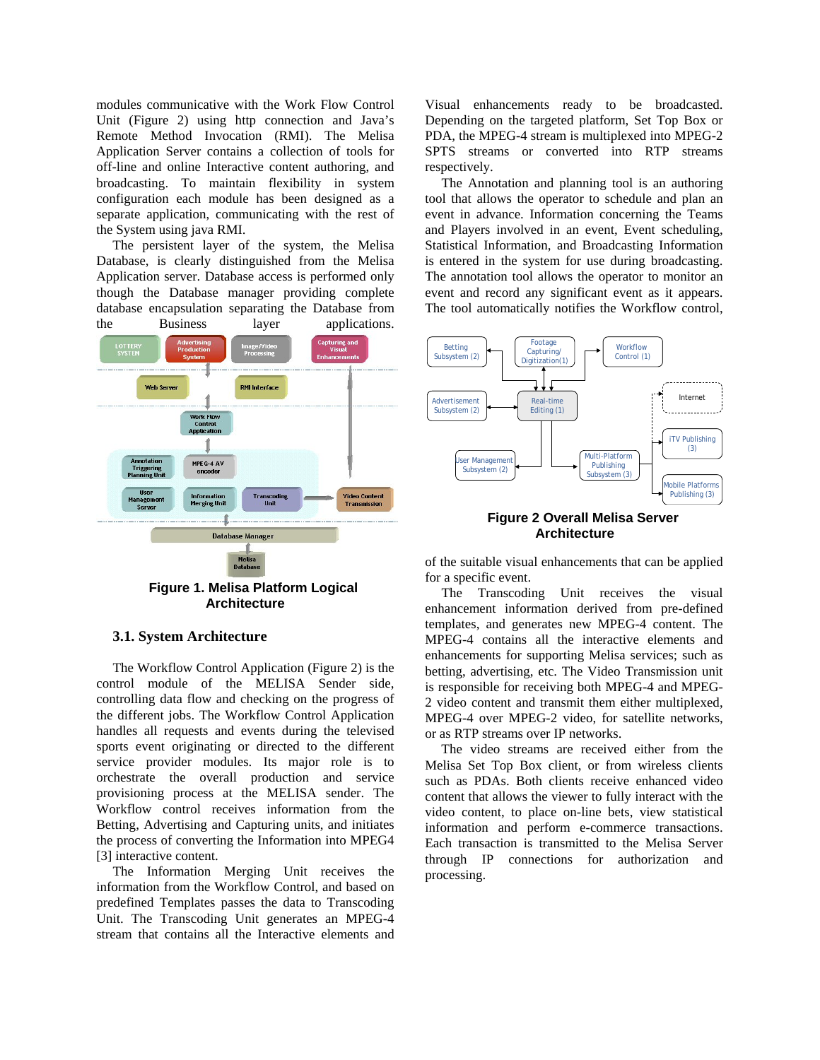modules communicative with the Work Flow Control Unit (Figure 2) using http connection and Java's Remote Method Invocation (RMI). The Melisa Application Server contains a collection of tools for off-line and online Interactive content authoring, and broadcasting. To maintain flexibility in system configuration each module has been designed as a separate application, communicating with the rest of the System using java RMI.

The persistent layer of the system, the Melisa Database, is clearly distinguished from the Melisa Application server. Database access is performed only though the Database manager providing complete database encapsulation separating the Database from the Business layer applications.

**Figure 1. Melisa Platform Logical Architecture**

### 3.1. System Architecture

The Workflow Control Application (Figure 2) is the control module of the MELISA Sender side, controlling data flow and checking on the progress of the different jobs. The Workflow Control Application handles all requests and events during the televised sports event originating or directed to the different service provider modules. Its major role is to orchestrate the overall production and service provisioning process at the MELISA sender. The Workflow control receives information from the Betting, Advertising and Capturing units, and initiates the process of converting the Information into MPEG4 [3] interactive content.

The Information Merging Unit receives the information from the Workflow Control, and based on predefined Templates passes the data to Transcoding Unit. The Transcoding Unit generates an MPEG-4 stream that contains all the Interactive elements and Visual enhancements ready to be broadcasted. Depending on the targeted platform, Set Top Box or PDA, the MPEG-4 stream is multiplexed into MPEG-2 SPTS streams or converted into RTP streams respectively.

The Annotation and planning tool is an authoring tool that allows the operator to schedule and plan an event in advance. Information concerning the Teams and Players involved in an event, Event scheduling, Statistical Information, and Broadcasting Information is entered in the system for use during broadcasting. The annotation tool allows the operator to monitor an event and record any significant event as it appears. The tool automatically notifies the Workflow control,

**Figure 2 Overall Melisa Server Architecture**

of the suitable visual enhancements that can be applied for a specific event.

The Transcoding Unit receives the visual enhancement information derived from pre-defined templates, and generates new MPEG-4 content. The MPEG-4 contains all the interactive elements and enhancements for supporting Melisa services; such as betting, advertising, etc. The Video Transmission unit is responsible for receiving both MPEG-4 and MPEG-2 video content and transmit them either multiplexed, MPEG-4 over MPEG-2 video, for satellite networks, or as RTP streams over IP networks.

The video streams are received either from the Melisa Set Top Box client, or from wireless clients such as PDAs. Both clients receive enhanced video content that allows the viewer to fully interact with the video content, to place on-line bets, view statistical information and perform e-commerce transactions. Each transaction is transmitted to the Melisa Server through IP connections for authorization and processing.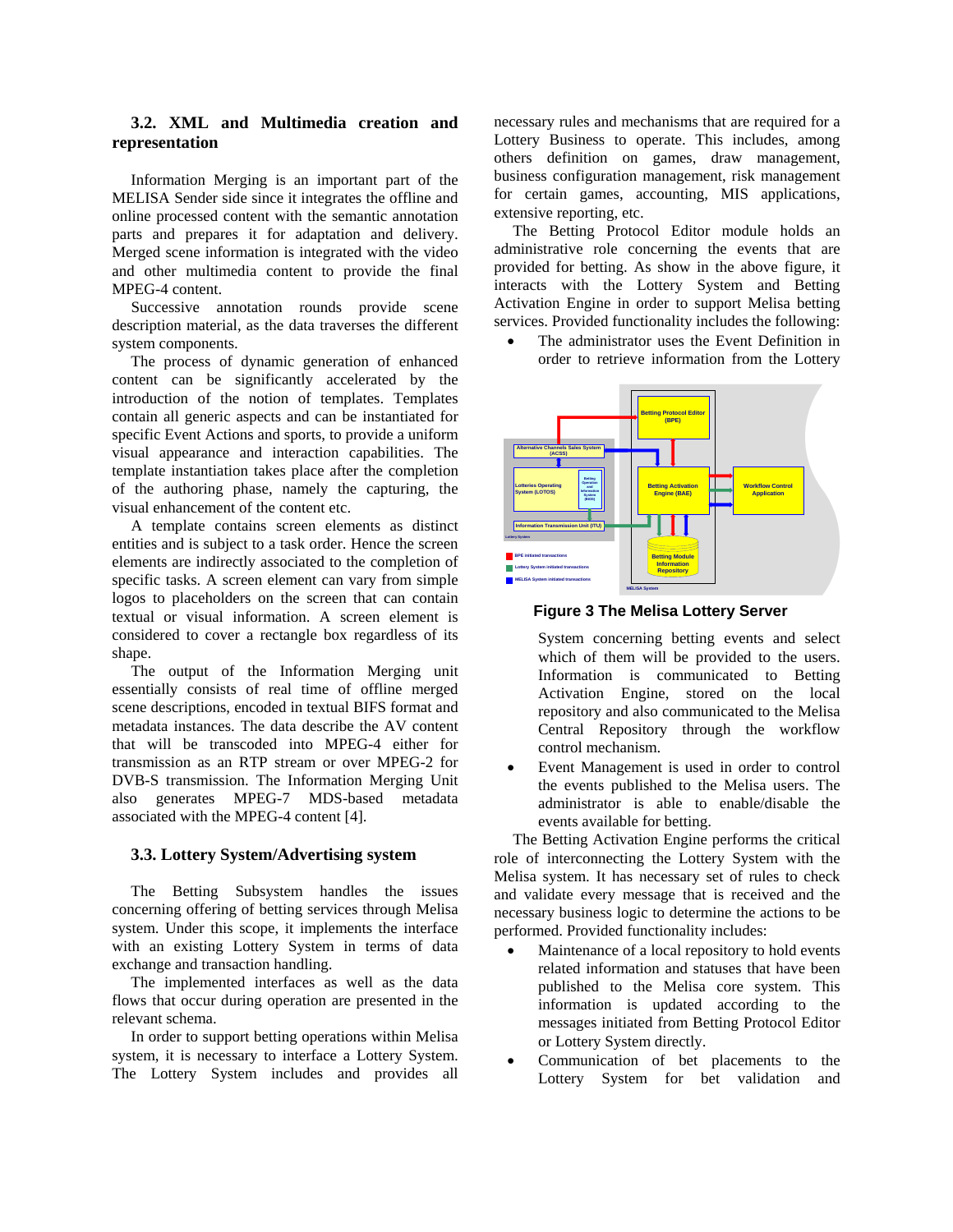### 3.2. XML and Multimedia creation and representation

Information Merging is an important part of the MELISA Sender side since it integrates the offline and online processed content with the semantic annotation parts and prepares it for adaptation and delivery. Merged scene information is integrated with the video and other multimedia content to provide the final MPEG-4 content.

Successive annotation rounds provide scene description material, as the data traverses the different system components.

The process of dynamic generation of enhanced content can be significantly accelerated by the introduction of the notion of templates. Templates contain all generic aspects and can be instantiated for specific Event Actions and sports, to provide a uniform visual appearance and interaction capabilities. The template instantiation takes place after the completion of the authoring phase, namely the capturing, the visual enhancement of the content etc.

A template contains screen elements as distinct entities and is subject to a task order. Hence the screen elements are indirectly associated to the completion of specific tasks. A screen element can vary from simple logos to placeholders on the screen that can contain textual or visual information. A screen element is considered to cover a rectangle box regardless of its shape.

The output of the Information Merging unit essentially consists of real time of offline merged scene descriptions, encoded in textual BIFS format and metadata instances. The data describe the AV content that will be transcoded into MPEG-4 either for transmission as an RTP stream or over MPEG-2 for DVB-S transmission. The Information Merging Unit also generates MPEG-7 MDS-based metadata associated with the MPEG-4 content [4].

### 3.3. Lottery System/Advertising system

The Betting Subsystem handles the issues concerning offering of betting services through Melisa system. Under this scope, it implements the interface with an existing Lottery System in terms of data exchange and transaction handling.

The implemented interfaces as well as the data flows that occur during operation are presented in the relevant schema.

In order to support betting operations within Melisa system, it is necessary to interface a Lottery System. The Lottery System includes and provides all necessary rules and mechanisms that are required for a Lottery Business to operate. This includes, among others definition on games, draw management, business configuration management, risk management for certain games, accounting, MIS applications, extensive reporting, etc.

The Betting Protocol Editor module holds an administrative role concerning the events that are provided for betting. As show in the above figure, it interacts with the Lottery System and Betting Activation Engine in order to support Melisa betting services. Provided functionality includes the following:

- The administrator uses the Event Definition in order to retrieve information from the Lottery System concerning betting events and select which of them will be provided to the users. Information is communicated to Betting Activation Engine, stored on the local repository and also communicated to the Melisa Central Repository through the workflow control mechanism.
- Event Management is used in order to control the events published to the Melisa users. The administrator is able to enable/disable the events available for betting.

**Figure 3 The Melisa Lottery Server**

The Betting Activation Engine performs the critical role of interconnecting the Lottery System with the Melisa system. It has necessary set of rules to check and validate every message that is received and the necessary business logic to determine the actions to be performed. Provided functionality includes:

- Maintenance of a local repository to hold events related information and statuses that have been published to the Melisa core system. This information is updated according to the messages initiated from Betting Protocol Editor or Lottery System directly.
- Communication of bet placements to the Lottery System for bet validation and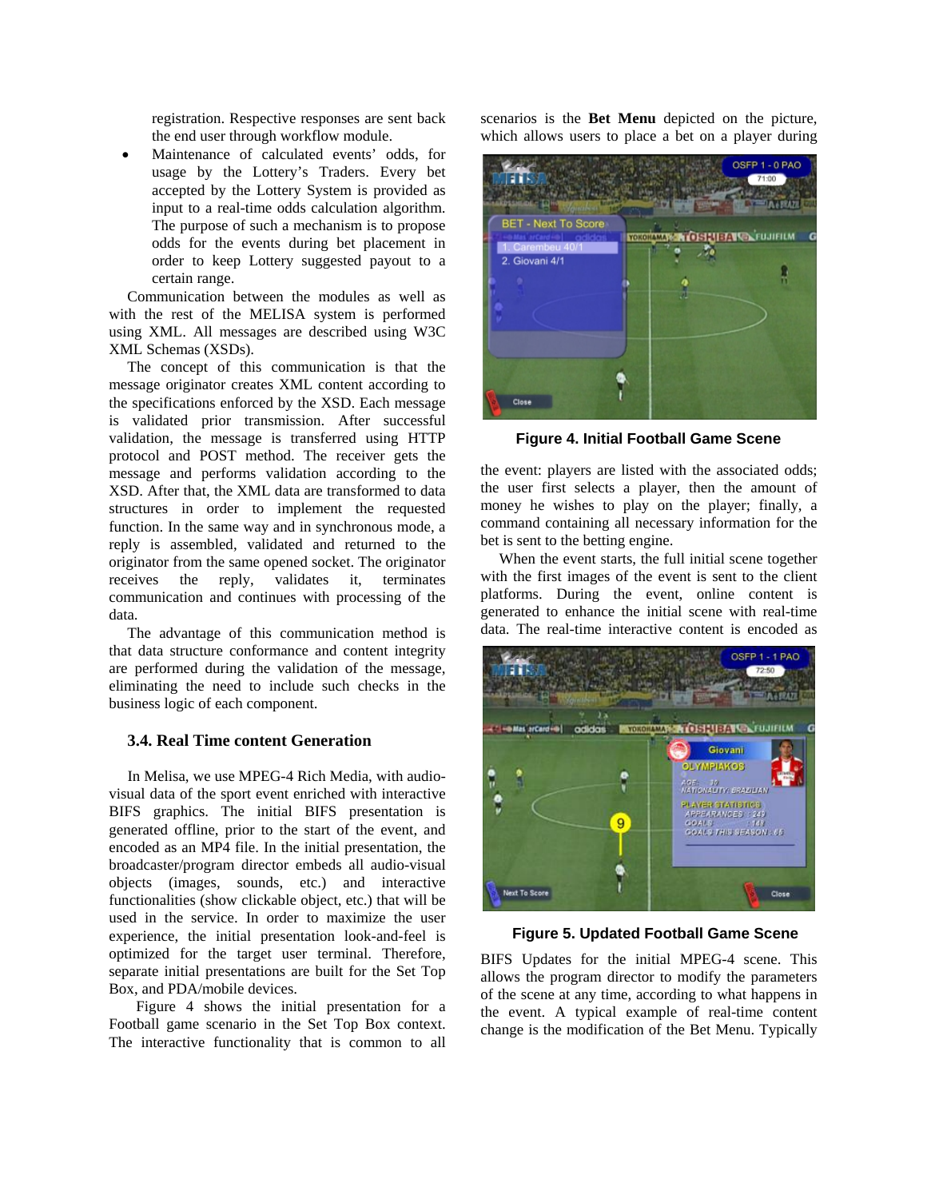registration. Respective responses are sent back the end user through workflow module.

- Maintenance of calculated events' odds, for usage by the Lottery's Traders. Every bet accepted by the Lottery System is provided as input to a real-time odds calculation algorithm. The purpose of such a mechanism is to propose odds for the events during bet placement in order to keep Lottery suggested payout to a certain range.

Communication between the modules as well as with the rest of the MELISA system is performed using XML. All messages are described using W3C XML Schemas (XSDs).

The concept of this communication is that the message originator creates XML content according to the specifications enforced by the XSD. Each message is validated prior transmission. After successful validation, the message is transferred using HTTP protocol and POST method. The receiver gets the message and performs validation according to the XSD. After that, the XML data are transformed to data structures in order to implement the requested function. In the same way and in synchronous mode, a reply is assembled, validated and returned to the originator from the same opened socket. The originator receives the reply, validates it, terminates communication and continues with processing of the data.

The advantage of this communication method is that data structure conformance and content integrity are performed during the validation of the message, eliminating the need to include such checks in the business logic of each component.

### 3.4. Real Time content Generation

In Melisa, we use MPEG-4 Rich Media, with audio-visual data of the sport event enriched with interactive BIFS graphics. The initial BIFS presentation is generated offline, prior to the start of the event, and encoded as an MP4 file. In the initial presentation, the broadcaster/program director embeds all audio-visual objects (images, sounds, etc.) and interactive functionalities (show clickable object, etc.) that will be used in the service. In order to maximize the user experience, the initial presentation look-and-feel is optimized for the target user terminal. Therefore, separate initial presentations are built for the Set Top Box, and PDA/mobile devices.

Figure 4 shows the initial presentation for a Football game scenario in the Set Top Box context. The interactive functionality that is common to all scenarios is the **Bet Menu** depicted on the picture, which allows users to place a bet on a player during the event: players are listed with the associated odds; the user first selects a player, then the amount of money he wishes to play on the player; finally, a command containing all necessary information for the bet is sent to the betting engine.

**Figure 4. Initial Football Game Scene**

When the event starts, the full initial scene together with the first images of the event is sent to the client platforms. During the event, online content is generated to enhance the initial scene with real-time data. The real-time interactive content is encoded as BIFS Updates for the initial MPEG-4 scene. This allows the program director to modify the parameters of the scene at any time, according to what happens in the event. A typical example of real-time content change is the modification of the Bet Menu. Typically

**Figure 5. Updated Football Game Scene**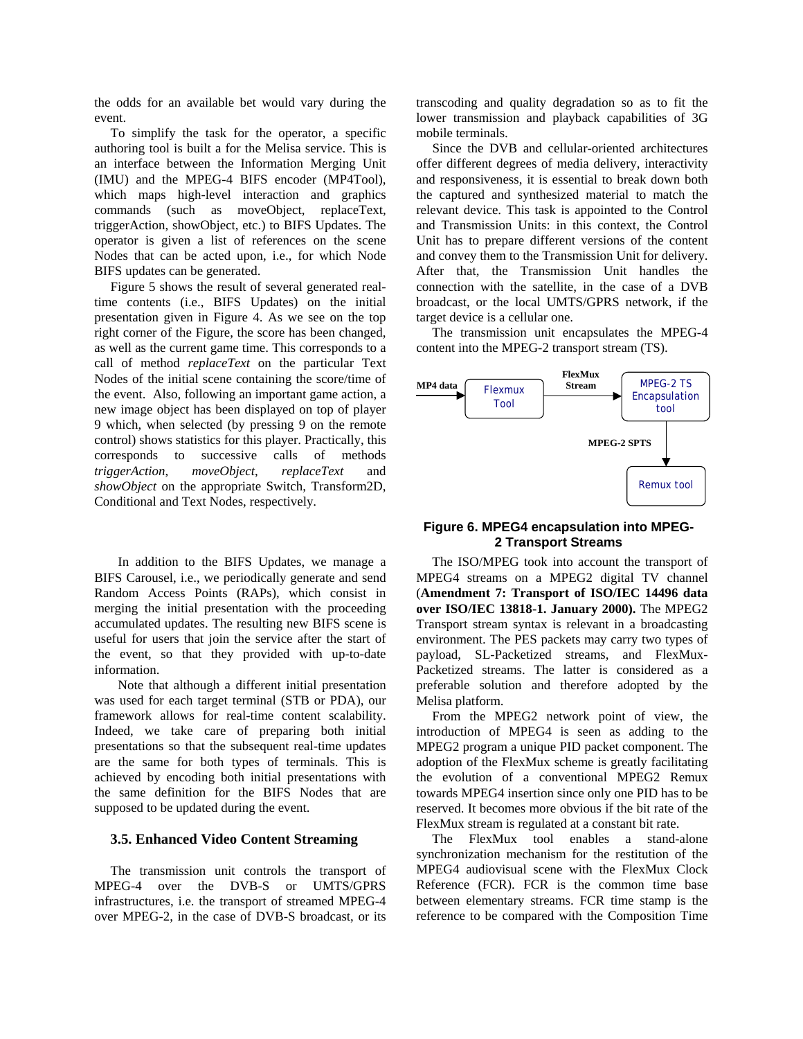the odds for an available bet would vary during the event.

To simplify the task for the operator, a specific authoring tool is built a for the Melisa service. This is an interface between the Information Merging Unit (IMU) and the MPEG-4 BIFS encoder (MP4Tool), which maps high-level interaction and graphics commands (such as moveObject, replaceText, triggerAction, showObject, etc.) to BIFS Updates. The operator is given a list of references on the scene Nodes that can be acted upon, i.e., for which Node BIFS updates can be generated.

Figure 5 shows the result of several generated real-time contents (i.e., BIFS Updates) on the initial presentation given in Figure 4. As we see on the top right corner of the Figure, the score has been changed, as well as the current game time. This corresponds to a call of method *replaceText* on the particular Text Nodes of the initial scene containing the score/time of the event. Also, following an important game action, a new image object has been displayed on top of player 9 which, when selected (by pressing 9 on the remote control) shows statistics for this player. Practically, this corresponds to successive calls of methods *triggerAction*, *moveObject*, *replaceText* and *showObject* on the appropriate Switch, Transform2D, Conditional and Text Nodes, respectively.

In addition to the BIFS Updates, we manage a BIFS Carousel, i.e., we periodically generate and send Random Access Points (RAPs), which consist in merging the initial presentation with the proceeding accumulated updates. The resulting new BIFS scene is useful for users that join the service after the start of the event, so that they provided with up-to-date information.

Note that although a different initial presentation was used for each target terminal (STB or PDA), our framework allows for real-time content scalability. Indeed, we take care of preparing both initial presentations so that the subsequent real-time updates are the same for both types of terminals. This is achieved by encoding both initial presentations with the same definition for the BIFS Nodes that are supposed to be updated during the event.

### 3.5. Enhanced Video Content Streaming

The transmission unit controls the transport of MPEG-4 over the DVB-S or UMTS/GPRS infrastructures, i.e. the transport of streamed MPEG-4 over MPEG-2, in the case of DVB-S broadcast, or its transcoding and quality degradation so as to fit the lower transmission and playback capabilities of 3G mobile terminals.

Since the DVB and cellular-oriented architectures offer different degrees of media delivery, interactivity and responsiveness, it is essential to break down both the captured and synthesized material to match the relevant device. This task is appointed to the Control and Transmission Units: in this context, the Control Unit has to prepare different versions of the content and convey them to the Transmission Unit for delivery. After that, the Transmission Unit handles the connection with the satellite, in the case of a DVB broadcast, or the local UMTS/GPRS network, if the target device is a cellular one.

The transmission unit encapsulates the MPEG-4 content into the MPEG-2 transport stream (TS).

MP4 data → Flexmux Tool → (FlexMux Stream) → MPEG-2 TS Encapsulation tool → (MPEG-2 SPTS) → Remux tool

**Figure 6. MPEG4 encapsulation into MPEG-2 Transport Streams**

The ISO/MPEG took into account the transport of MPEG4 streams on a MPEG2 digital TV channel (**Amendment 7: Transport of ISO/IEC 14496 data over ISO/IEC 13818-1. January 2000).** The MPEG2 Transport stream syntax is relevant in a broadcasting environment. The PES packets may carry two types of payload, SL-Packetized streams, and FlexMux-Packetized streams. The latter is considered as a preferable solution and therefore adopted by the Melisa platform.

From the MPEG2 network point of view, the introduction of MPEG4 is seen as adding to the MPEG2 program a unique PID packet component. The adoption of the FlexMux scheme is greatly facilitating the evolution of a conventional MPEG2 Remux towards MPEG4 insertion since only one PID has to be reserved. It becomes more obvious if the bit rate of the FlexMux stream is regulated at a constant bit rate.

The FlexMux tool enables a stand-alone synchronization mechanism for the restitution of the MPEG4 audiovisual scene with the FlexMux Clock Reference (FCR). FCR is the common time base between elementary streams. FCR time stamp is the reference to be compared with the Composition Time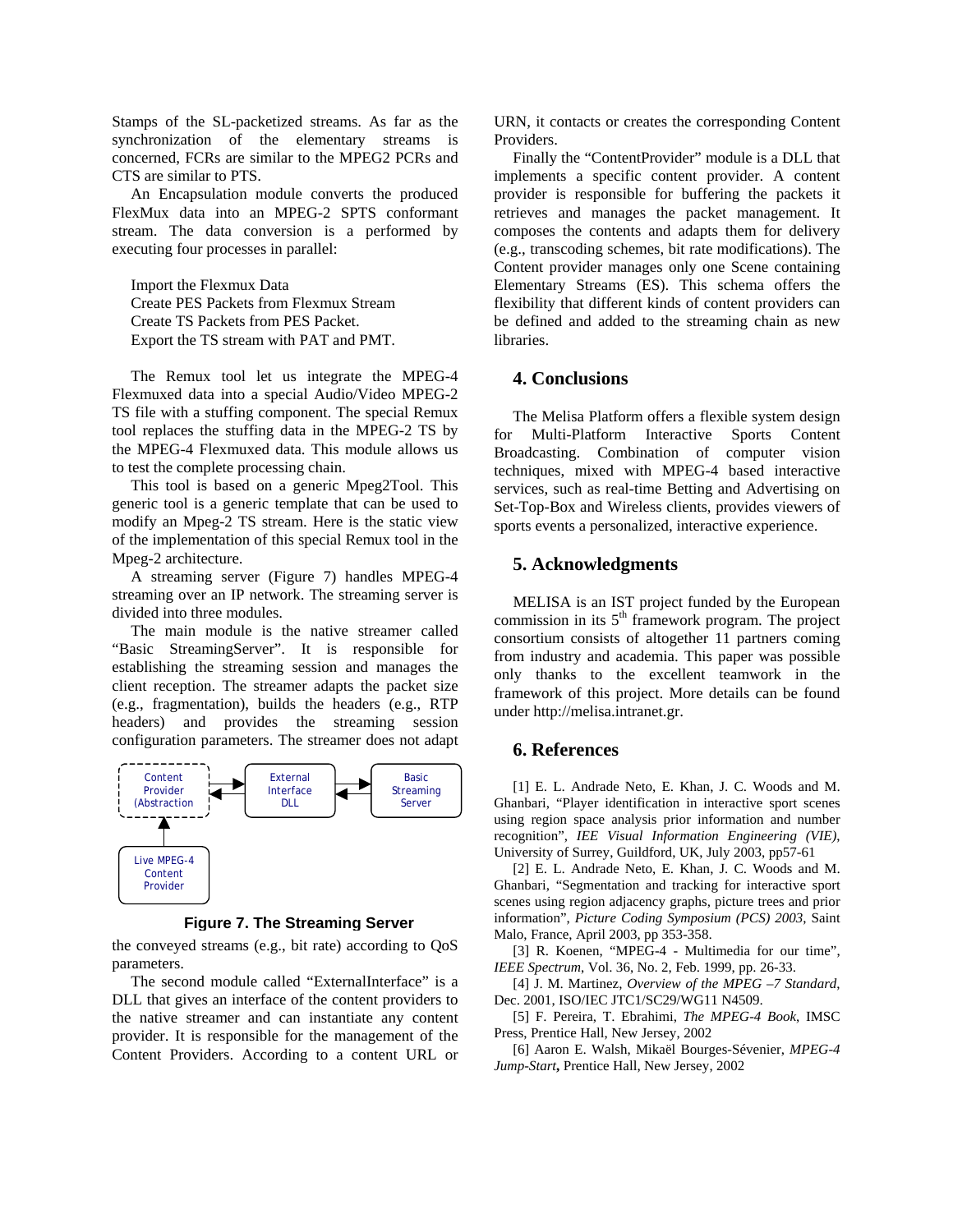Stamps of the SL-packetized streams. As far as the synchronization of the elementary streams is concerned, FCRs are similar to the MPEG2 PCRs and CTS are similar to PTS.

An Encapsulation module converts the produced FlexMux data into an MPEG-2 SPTS conformant stream. The data conversion is a performed by executing four processes in parallel:

Import the Flexmux Data
Create PES Packets from Flexmux Stream
Create TS Packets from PES Packet.
Export the TS stream with PAT and PMT.

The Remux tool let us integrate the MPEG-4 Flexmuxed data into a special Audio/Video MPEG-2 TS file with a stuffing component. The special Remux tool replaces the stuffing data in the MPEG-2 TS by the MPEG-4 Flexmuxed data. This module allows us to test the complete processing chain.

This tool is based on a generic Mpeg2Tool. This generic tool is a generic template that can be used to modify an Mpeg-2 TS stream. Here is the static view of the implementation of this special Remux tool in the Mpeg-2 architecture.

A streaming server (Figure 7) handles MPEG-4 streaming over an IP network. The streaming server is divided into three modules.

The main module is the native streamer called "Basic StreamingServer". It is responsible for establishing the streaming session and manages the client reception. The streamer adapts the packet size (e.g., fragmentation), builds the headers (e.g., RTP headers) and provides the streaming session configuration parameters. The streamer does not adapt the conveyed streams (e.g., bit rate) according to QoS parameters.

Content Provider (Abstraction
External Interface DLL
Basic Streaming Server
Live MPEG-4 Content Provider

**Figure 7. The Streaming Server**

The second module called "ExternalInterface" is a DLL that gives an interface of the content providers to the native streamer and can instantiate any content provider. It is responsible for the management of the Content Providers. According to a content URL or URN, it contacts or creates the corresponding Content Providers.

Finally the "ContentProvider" module is a DLL that implements a specific content provider. A content provider is responsible for buffering the packets it retrieves and manages the packet management. It composes the contents and adapts them for delivery (e.g., transcoding schemes, bit rate modifications). The Content provider manages only one Scene containing Elementary Streams (ES). This schema offers the flexibility that different kinds of content providers can be defined and added to the streaming chain as new libraries.

## 4. Conclusions

The Melisa Platform offers a flexible system design for Multi-Platform Interactive Sports Content Broadcasting. Combination of computer vision techniques, mixed with MPEG-4 based interactive services, such as real-time Betting and Advertising on Set-Top-Box and Wireless clients, provides viewers of sports events a personalized, interactive experience.

## 5. Acknowledgments

MELISA is an IST project funded by the European commission in its 5$^{th}$ framework program. The project consortium consists of altogether 11 partners coming from industry and academia. This paper was possible only thanks to the excellent teamwork in the framework of this project. More details can be found under http://melisa.intranet.gr.

## 6. References

[1] E. L. Andrade Neto, E. Khan, J. C. Woods and M. Ghanbari, "Player identification in interactive sport scenes using region space analysis prior information and number recognition", *IEE Visual Information Engineering (VIE)*, University of Surrey, Guildford, UK, July 2003, pp57-61

[2] E. L. Andrade Neto, E. Khan, J. C. Woods and M. Ghanbari, "Segmentation and tracking for interactive sport scenes using region adjacency graphs, picture trees and prior information", *Picture Coding Symposium (PCS) 2003*, Saint Malo, France, April 2003, pp 353-358.

[3] R. Koenen, "MPEG-4 - Multimedia for our time", *IEEE Spectrum*, Vol. 36, No. 2, Feb. 1999, pp. 26-33.

[4] J. M. Martinez, *Overview of the MPEG –7 Standard*, Dec. 2001, ISO/IEC JTC1/SC29/WG11 N4509.

[5] F. Pereira, T. Ebrahimi, *The MPEG-4 Book*, IMSC Press, Prentice Hall, New Jersey, 2002

[6] Aaron E. Walsh, Mikaël Bourges-Sévenier, *MPEG-4 Jump-Start*, Prentice Hall, New Jersey, 2002